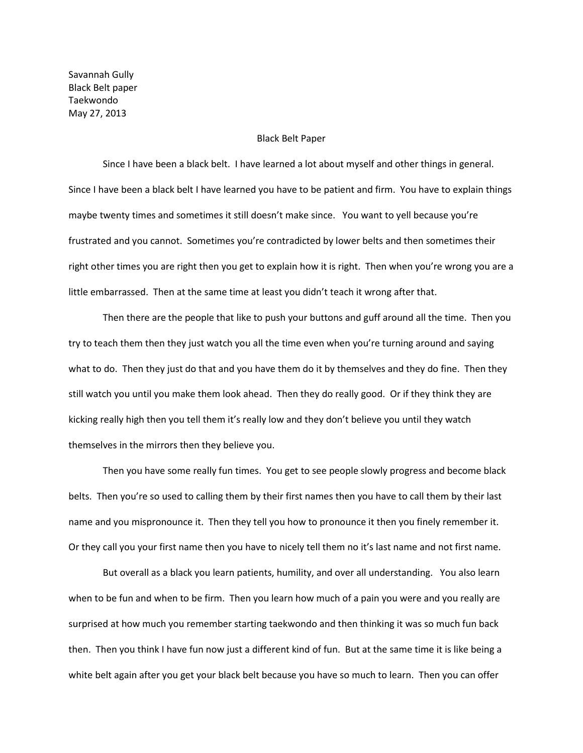Savannah Gully
Black Belt paper
Taekwondo
May 27, 2013

# Black Belt Paper

Since I have been a black belt. I have learned a lot about myself and other things in general. Since I have been a black belt I have learned you have to be patient and firm. You have to explain things maybe twenty times and sometimes it still doesn't make since. You want to yell because you're frustrated and you cannot. Sometimes you're contradicted by lower belts and then sometimes their right other times you are right then you get to explain how it is right. Then when you're wrong you are a little embarrassed. Then at the same time at least you didn't teach it wrong after that.

Then there are the people that like to push your buttons and guff around all the time. Then you try to teach them then they just watch you all the time even when you're turning around and saying what to do. Then they just do that and you have them do it by themselves and they do fine. Then they still watch you until you make them look ahead. Then they do really good. Or if they think they are kicking really high then you tell them it's really low and they don't believe you until they watch themselves in the mirrors then they believe you.

Then you have some really fun times. You get to see people slowly progress and become black belts. Then you're so used to calling them by their first names then you have to call them by their last name and you mispronounce it. Then they tell you how to pronounce it then you finely remember it. Or they call you your first name then you have to nicely tell them no it's last name and not first name.

But overall as a black you learn patients, humility, and over all understanding. You also learn when to be fun and when to be firm. Then you learn how much of a pain you were and you really are surprised at how much you remember starting taekwondo and then thinking it was so much fun back then. Then you think I have fun now just a different kind of fun. But at the same time it is like being a white belt again after you get your black belt because you have so much to learn. Then you can offer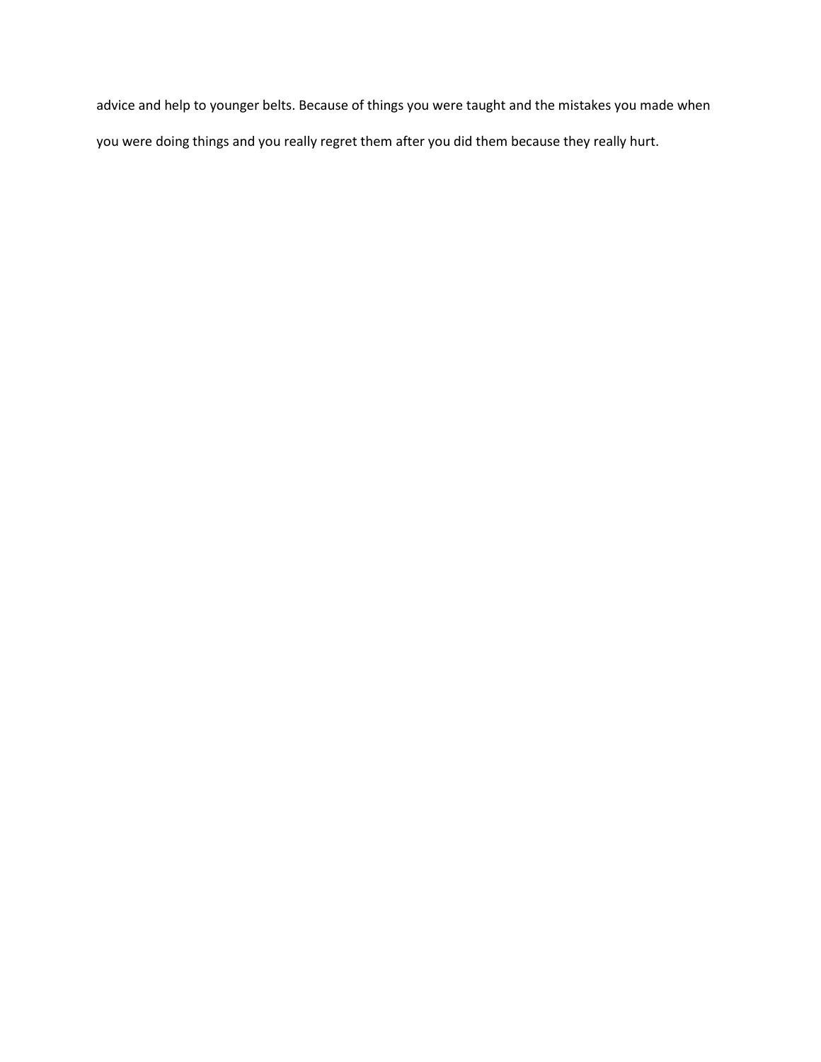advice and help to younger belts. Because of things you were taught and the mistakes you made when you were doing things and you really regret them after you did them because they really hurt.